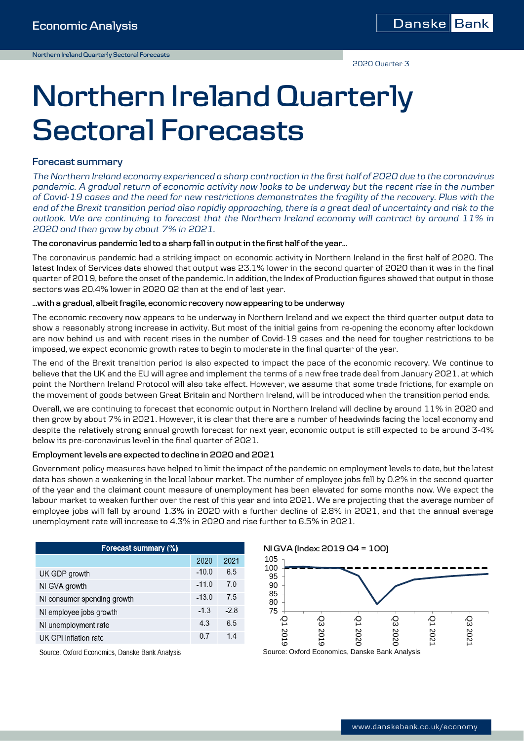2020 Quarter 3

# Northern Ireland Quarterly Sectoral Forecasts

## Forecast summary

*The Northern Ireland economy experienced a sharp contraction in the first half of 2020 due to the coronavirus pandemic. A gradual return of economic activity now looks to be underway but the recent rise in the number of Covid-19 cases and the need for new restrictions demonstrates the fragility of the recovery. Plus with the end of the Brexit transition period also rapidly approaching, there is a great deal of uncertainty and risk to the outlook. We are continuing to forecast that the Northern Ireland economy will contract by around 11% in 2020 and then grow by about 7% in 2021.*

**The coronavirus pandemic led to a sharp fall in output in the first half of the year…**

The coronavirus pandemic had a striking impact on economic activity in Northern Ireland in the first half of 2020. The latest Index of Services data showed that output was 23.1% lower in the second quarter of 2020 than it was in the final quarter of 2019, before the onset of the pandemic. In addition, the Index of Production figures showed that output in those sectors was 20.4% lower in 2020 Q2 than at the end of last year.

**…with a gradual, albeit fragile, economic recovery now appearing to be underway**

The economic recovery now appears to be underway in Northern Ireland and we expect the third quarter output data to show a reasonably strong increase in activity. But most of the initial gains from re-opening the economy after lockdown are now behind us and with recent rises in the number of Covid-19 cases and the need for tougher restrictions to be imposed, we expect economic growth rates to begin to moderate in the final quarter of the year.

The end of the Brexit transition period is also expected to impact the pace of the economic recovery. We continue to believe that the UK and the EU will agree and implement the terms of a new free trade deal from January 2021, at which point the Northern Ireland Protocol will also take effect. However, we assume that some trade frictions, for example on the movement of goods between Great Britain and Northern Ireland, will be introduced when the transition period ends.

Overall, we are continuing to forecast that economic output in Northern Ireland will decline by around 11% in 2020 and then grow by about 7% in 2021. However, it is clear that there are a number of headwinds facing the local economy and despite the relatively strong annual growth forecast for next year, economic output is still expected to be around 3-4% below its pre-coronavirus level in the final quarter of 2021.

**Employment levels are expected to decline in 2020 and 2021**

Government policy measures have helped to limit the impact of the pandemic on employment levels to date, but the latest data has shown a weakening in the local labour market. The number of employee jobs fell by 0.2% in the second quarter of the year and the claimant count measure of unemployment has been elevated for some months now. We expect the labour market to weaken further over the rest of this year and into 2021. We are projecting that the average number of employee jobs will fall by around 1.3% in 2020 with a further decline of 2.8% in 2021, and that the annual average unemployment rate will increase to 4.3% in 2020 and rise further to 6.5% in 2021.

| Forecast summary (%) | 2020 | 2021 |
|---|---|---|
| UK GDP growth | -10.0 | 6.5 |
| NI GVA growth | -11.0 | 7.0 |
| NI consumer spending growth | -13.0 | 7.5 |
| NI employee jobs growth | -1.3 | -2.8 |
| NI unemployment rate | 4.3 | 6.5 |
| UK CPI inflation rate | 0.7 | 1.4 |

Source: Oxford Economics, Danske Bank Analysis

NI GVA (Index: 2019 Q4 = 100)

Source: Oxford Economics, Danske Bank Analysis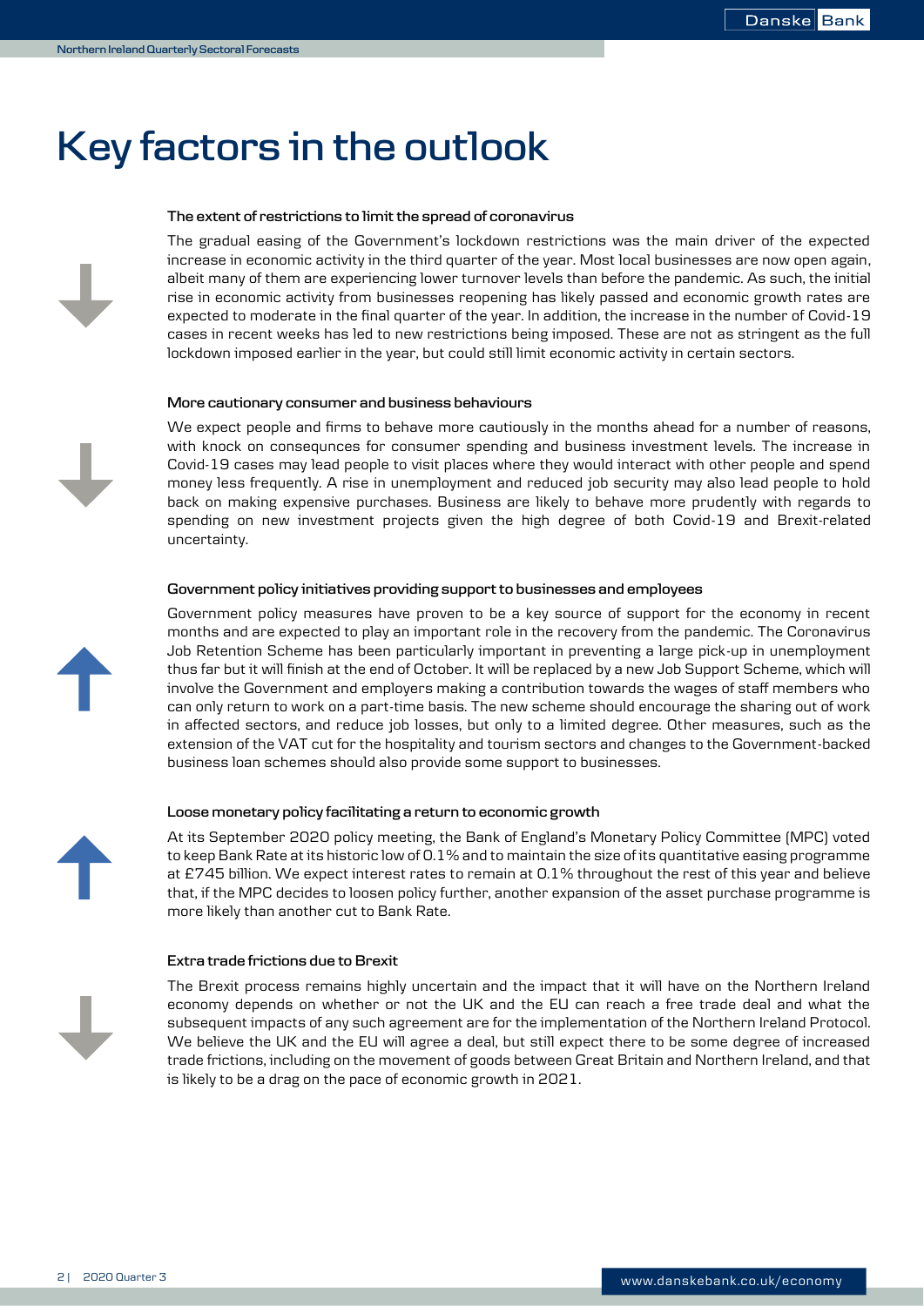# Key factors in the outlook

**The extent of restrictions to limit the spread of coronavirus**

The gradual easing of the Government's lockdown restrictions was the main driver of the expected increase in economic activity in the third quarter of the year. Most local businesses are now open again, albeit many of them are experiencing lower turnover levels than before the pandemic. As such, the initial rise in economic activity from businesses reopening has likely passed and economic growth rates are expected to moderate in the final quarter of the year. In addition, the increase in the number of Covid-19 cases in recent weeks has led to new restrictions being imposed. These are not as stringent as the full lockdown imposed earlier in the year, but could still limit economic activity in certain sectors.

**More cautionary consumer and business behaviours**

We expect people and firms to behave more cautiously in the months ahead for a number of reasons, with knock on consequnces for consumer spending and business investment levels. The increase in Covid-19 cases may lead people to visit places where they would interact with other people and spend money less frequently. A rise in unemployment and reduced job security may also lead people to hold back on making expensive purchases. Business are likely to behave more prudently with regards to spending on new investment projects given the high degree of both Covid-19 and Brexit-related uncertainty.

**Government policy initiatives providing support to businesses and employees**

Government policy measures have proven to be a key source of support for the economy in recent months and are expected to play an important role in the recovery from the pandemic. The Coronavirus Job Retention Scheme has been particularly important in preventing a large pick-up in unemployment thus far but it will finish at the end of October. It will be replaced by a new Job Support Scheme, which will involve the Government and employers making a contribution towards the wages of staff members who can only return to work on a part-time basis. The new scheme should encourage the sharing out of work in affected sectors, and reduce job losses, but only to a limited degree. Other measures, such as the extension of the VAT cut for the hospitality and tourism sectors and changes to the Government-backed business loan schemes should also provide some support to businesses.

**Loose monetary policy facilitating a return to economic growth**

At its September 2020 policy meeting, the Bank of England's Monetary Policy Committee (MPC) voted to keep Bank Rate at its historic low of 0.1% and to maintain the size of its quantitative easing programme at £745 billion. We expect interest rates to remain at 0.1% throughout the rest of this year and believe that, if the MPC decides to loosen policy further, another expansion of the asset purchase programme is more likely than another cut to Bank Rate.

**Extra trade frictions due to Brexit**

The Brexit process remains highly uncertain and the impact that it will have on the Northern Ireland economy depends on whether or not the UK and the EU can reach a free trade deal and what the subsequent impacts of any such agreement are for the implementation of the Northern Ireland Protocol. We believe the UK and the EU will agree a deal, but still expect there to be some degree of increased trade frictions, including on the movement of goods between Great Britain and Northern Ireland, and that is likely to be a drag on the pace of economic growth in 2021.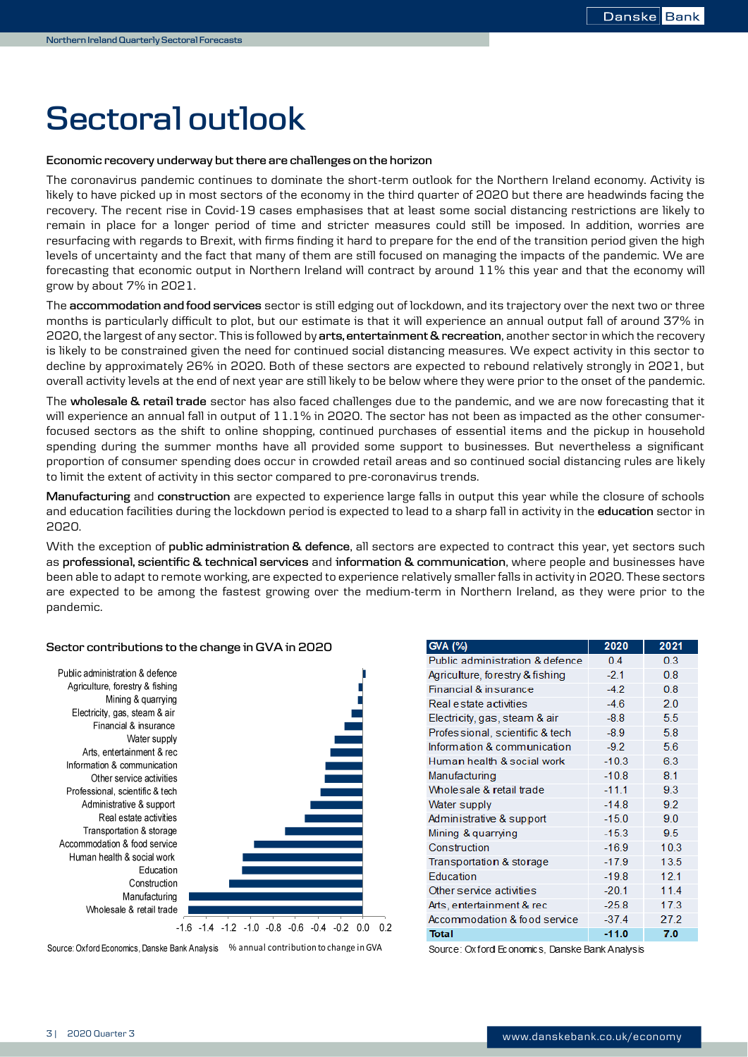# Sectoral outlook

**Economic recovery underway but there are challenges on the horizon**

The coronavirus pandemic continues to dominate the short-term outlook for the Northern Ireland economy. Activity is likely to have picked up in most sectors of the economy in the third quarter of 2020 but there are headwinds facing the recovery. The recent rise in Covid-19 cases emphasises that at least some social distancing restrictions are likely to remain in place for a longer period of time and stricter measures could still be imposed. In addition, worries are resurfacing with regards to Brexit, with firms finding it hard to prepare for the end of the transition period given the high levels of uncertainty and the fact that many of them are still focused on managing the impacts of the pandemic. We are forecasting that economic output in Northern Ireland will contract by around 11% this year and that the economy will grow by about 7% in 2021.

The **accommodation and food services** sector is still edging out of lockdown, and its trajectory over the next two or three months is particularly difficult to plot, but our estimate is that it will experience an annual output fall of around 37% in 2020, the largest of any sector. This is followed by **arts, entertainment & recreation**, another sector in which the recovery is likely to be constrained given the need for continued social distancing measures. We expect activity in this sector to decline by approximately 26% in 2020. Both of these sectors are expected to rebound relatively strongly in 2021, but overall activity levels at the end of next year are still likely to be below where they were prior to the onset of the pandemic.

The **wholesale & retail trade** sector has also faced challenges due to the pandemic, and we are now forecasting that it will experience an annual fall in output of 11.1% in 2020. The sector has not been as impacted as the other consumer-focused sectors as the shift to online shopping, continued purchases of essential items and the pickup in household spending during the summer months have all provided some support to businesses. But nevertheless a significant proportion of consumer spending does occur in crowded retail areas and so continued social distancing rules are likely to limit the extent of activity in this sector compared to pre-coronavirus trends.

**Manufacturing** and **construction** are expected to experience large falls in output this year while the closure of schools and education facilities during the lockdown period is expected to lead to a sharp fall in activity in the **education** sector in 2020.

With the exception of **public administration & defence**, all sectors are expected to contract this year, yet sectors such as **professional, scientific & technical services** and **information & communication**, where people and businesses have been able to adapt to remote working, are expected to experience relatively smaller falls in activity in 2020. These sectors are expected to be among the fastest growing over the medium-term in Northern Ireland, as they were prior to the pandemic.

**Sector contributions to the change in GVA in 2020**

Source: Oxford Economics, Danske Bank Analysis — % annual contribution to change in GVA

| GVA (%) | 2020 | 2021 |
|---|---|---|
| Public administration & defence | 0.4 | 0.3 |
| Agriculture, forestry & fishing | -2.1 | 0.8 |
| Financial & insurance | -4.2 | 0.8 |
| Real estate activities | -4.6 | 2.0 |
| Electricity, gas, steam & air | -8.8 | 5.5 |
| Professional, scientific & tech | -8.9 | 5.8 |
| Information & communication | -9.2 | 5.6 |
| Human health & social work | -10.3 | 6.3 |
| Manufacturing | -10.8 | 8.1 |
| Wholesale & retail trade | -11.1 | 9.3 |
| Water supply | -14.8 | 9.2 |
| Administrative & support | -15.0 | 9.0 |
| Mining & quarrying | -15.3 | 9.5 |
| Construction | -16.9 | 10.3 |
| Transportation & storage | -17.9 | 13.5 |
| Education | -19.8 | 12.1 |
| Other service activities | -20.1 | 11.4 |
| Arts, entertainment & rec | -25.8 | 17.3 |
| Accommodation & food service | -37.4 | 27.2 |
| **Total** | **-11.0** | **7.0** |

Source: Oxford Economics, Danske Bank Analysis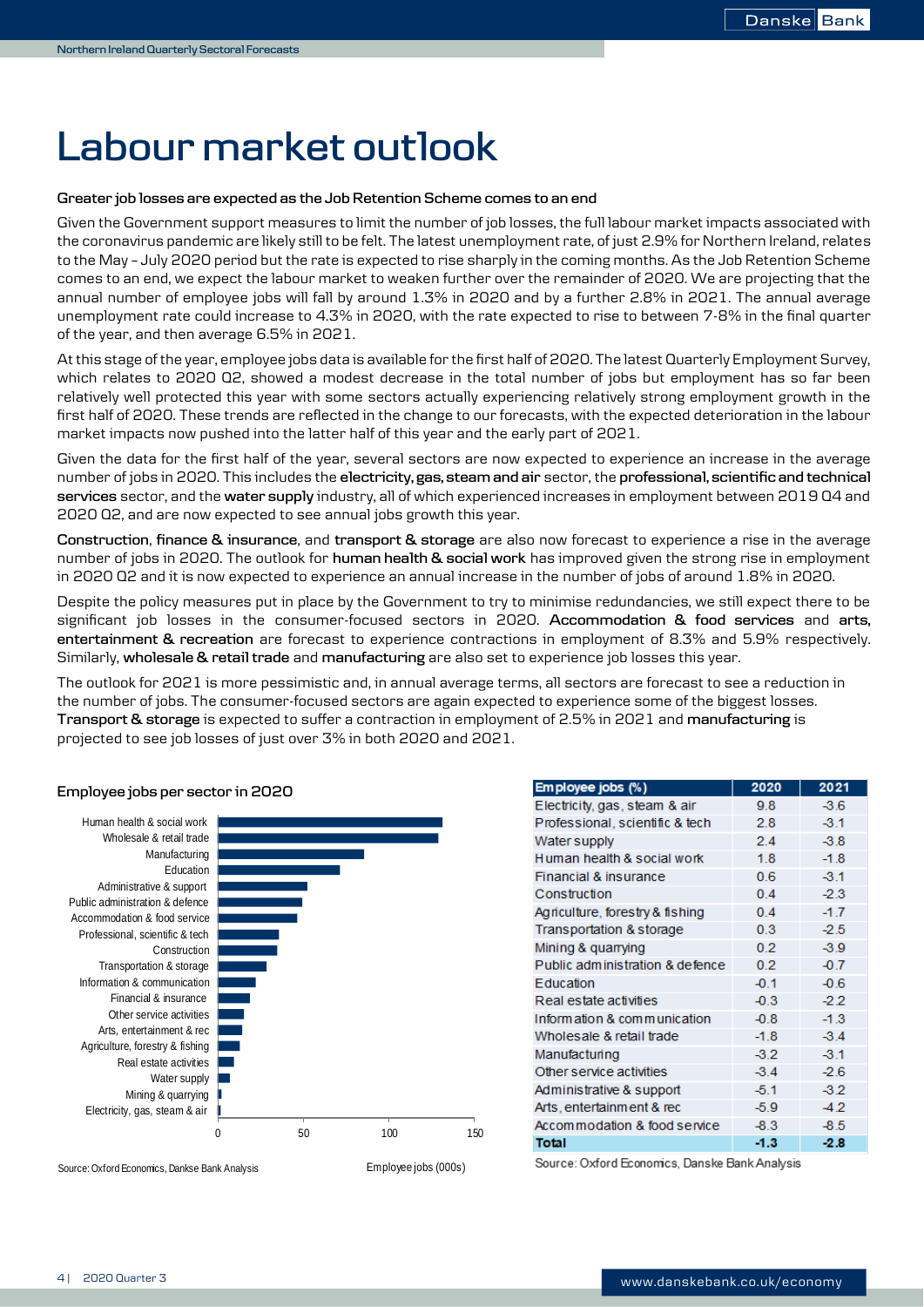# Labour market outlook

**Greater job losses are expected as the Job Retention Scheme comes to an end**

Given the Government support measures to limit the number of job losses, the full labour market impacts associated with the coronavirus pandemic are likely still to be felt. The latest unemployment rate, of just 2.9% for Northern Ireland, relates to the May – July 2020 period but the rate is expected to rise sharply in the coming months. As the Job Retention Scheme comes to an end, we expect the labour market to weaken further over the remainder of 2020. We are projecting that the annual number of employee jobs will fall by around 1.3% in 2020 and by a further 2.8% in 2021. The annual average unemployment rate could increase to 4.3% in 2020, with the rate expected to rise to between 7-8% in the final quarter of the year, and then average 6.5% in 2021.

At this stage of the year, employee jobs data is available for the first half of 2020. The latest Quarterly Employment Survey, which relates to 2020 Q2, showed a modest decrease in the total number of jobs but employment has so far been relatively well protected this year with some sectors actually experiencing relatively strong employment growth in the first half of 2020. These trends are reflected in the change to our forecasts, with the expected deterioration in the labour market impacts now pushed into the latter half of this year and the early part of 2021.

Given the data for the first half of the year, several sectors are now expected to experience an increase in the average number of jobs in 2020. This includes the **electricity, gas, steam and air** sector, the **professional, scientific and technical services** sector, and the **water supply** industry, all of which experienced increases in employment between 2019 Q4 and 2020 Q2, and are now expected to see annual jobs growth this year.

**Construction**, **finance & insurance**, and **transport & storage** are also now forecast to experience a rise in the average number of jobs in 2020. The outlook for **human health & social work** has improved given the strong rise in employment in 2020 Q2 and it is now expected to experience an annual increase in the number of jobs of around 1.8% in 2020.

Despite the policy measures put in place by the Government to try to minimise redundancies, we still expect there to be significant job losses in the consumer-focused sectors in 2020. **Accommodation & food services** and **arts, entertainment & recreation** are forecast to experience contractions in employment of 8.3% and 5.9% respectively. Similarly, **wholesale & retail trade** and **manufacturing** are also set to experience job losses this year.

The outlook for 2021 is more pessimistic and, in annual average terms, all sectors are forecast to see a reduction in the number of jobs. The consumer-focused sectors are again expected to experience some of the biggest losses. **Transport & storage** is expected to suffer a contraction in employment of 2.5% in 2021 and **manufacturing** is projected to see job losses of just over 3% in both 2020 and 2021.

**Employee jobs per sector in 2020**

| Sector | Employee jobs (000s), approx. |
|---|---|
| Human health & social work | ~131 |
| Wholesale & retail trade | ~129 |
| Manufacturing | ~85 |
| Education | ~71 |
| Administrative & support | ~52 |
| Public administration & defence | ~49 |
| Accommodation & food service | ~46 |
| Professional, scientific & tech | ~36 |
| Construction | ~34 |
| Transportation & storage | ~28 |
| Information & communication | ~22 |
| Financial & insurance | ~18 |
| Other service activities | ~15 |
| Arts, entertainment & rec | ~14 |
| Agriculture, forestry & fishing | ~13 |
| Real estate activities | ~9 |
| Water supply | ~7 |
| Mining & quarrying | ~2 |
| Electricity, gas, steam & air | ~1 |

Source: Oxford Economics, Dankse Bank Analysis

| Employee jobs (%) | 2020 | 2021 |
|---|---|---|
| Electricity, gas, steam & air | 9.8 | -3.6 |
| Professional, scientific & tech | 2.8 | -3.1 |
| Water supply | 2.4 | -3.8 |
| Human health & social work | 1.8 | -1.8 |
| Financial & insurance | 0.6 | -3.1 |
| Construction | 0.4 | -2.3 |
| Agriculture, forestry & fishing | 0.4 | -1.7 |
| Transportation & storage | 0.3 | -2.5 |
| Mining & quarrying | 0.2 | -3.9 |
| Public administration & defence | 0.2 | -0.7 |
| Education | -0.1 | -0.6 |
| Real estate activities | -0.3 | -2.2 |
| Information & communication | -0.8 | -1.3 |
| Wholesale & retail trade | -1.8 | -3.4 |
| Manufacturing | -3.2 | -3.1 |
| Other service activities | -3.4 | -2.6 |
| Administrative & support | -5.1 | -3.2 |
| Arts, entertainment & rec | -5.9 | -4.2 |
| Accommodation & food service | -8.3 | -8.5 |
| **Total** | **-1.3** | **-2.8** |

Source: Oxford Economics, Danske Bank Analysis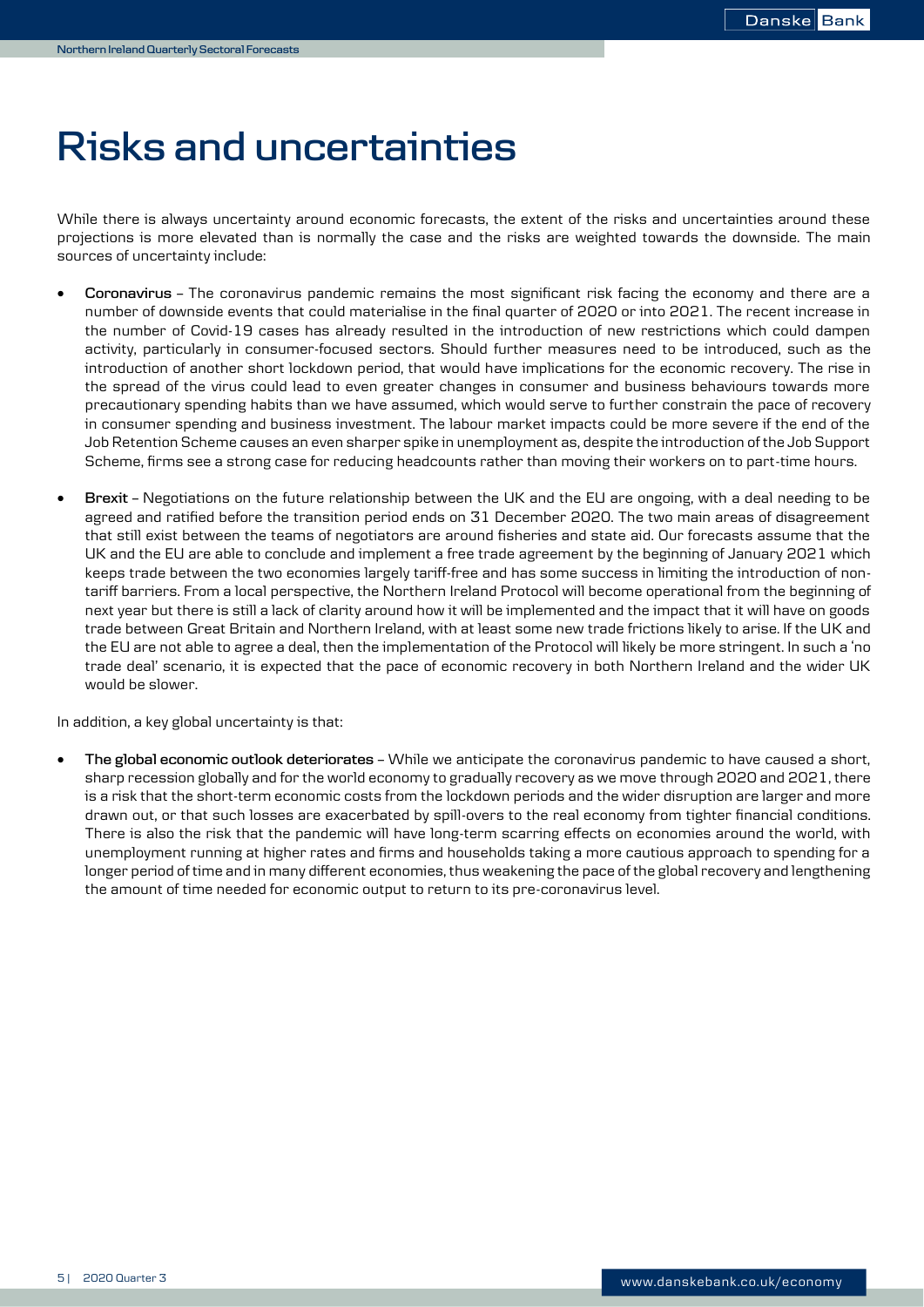# Risks and uncertainties

While there is always uncertainty around economic forecasts, the extent of the risks and uncertainties around these projections is more elevated than is normally the case and the risks are weighted towards the downside. The main sources of uncertainty include:

- **Coronavirus** – The coronavirus pandemic remains the most significant risk facing the economy and there are a number of downside events that could materialise in the final quarter of 2020 or into 2021. The recent increase in the number of Covid-19 cases has already resulted in the introduction of new restrictions which could dampen activity, particularly in consumer-focused sectors. Should further measures need to be introduced, such as the introduction of another short lockdown period, that would have implications for the economic recovery. The rise in the spread of the virus could lead to even greater changes in consumer and business behaviours towards more precautionary spending habits than we have assumed, which would serve to further constrain the pace of recovery in consumer spending and business investment. The labour market impacts could be more severe if the end of the Job Retention Scheme causes an even sharper spike in unemployment as, despite the introduction of the Job Support Scheme, firms see a strong case for reducing headcounts rather than moving their workers on to part-time hours.

- **Brexit** – Negotiations on the future relationship between the UK and the EU are ongoing, with a deal needing to be agreed and ratified before the transition period ends on 31 December 2020. The two main areas of disagreement that still exist between the teams of negotiators are around fisheries and state aid. Our forecasts assume that the UK and the EU are able to conclude and implement a free trade agreement by the beginning of January 2021 which keeps trade between the two economies largely tariff-free and has some success in limiting the introduction of non-tariff barriers. From a local perspective, the Northern Ireland Protocol will become operational from the beginning of next year but there is still a lack of clarity around how it will be implemented and the impact that it will have on goods trade between Great Britain and Northern Ireland, with at least some new trade frictions likely to arise. If the UK and the EU are not able to agree a deal, then the implementation of the Protocol will likely be more stringent. In such a 'no trade deal' scenario, it is expected that the pace of economic recovery in both Northern Ireland and the wider UK would be slower.

In addition, a key global uncertainty is that:

- **The global economic outlook deteriorates** – While we anticipate the coronavirus pandemic to have caused a short, sharp recession globally and for the world economy to gradually recovery as we move through 2020 and 2021, there is a risk that the short-term economic costs from the lockdown periods and the wider disruption are larger and more drawn out, or that such losses are exacerbated by spill-overs to the real economy from tighter financial conditions. There is also the risk that the pandemic will have long-term scarring effects on economies around the world, with unemployment running at higher rates and firms and households taking a more cautious approach to spending for a longer period of time and in many different economies, thus weakening the pace of the global recovery and lengthening the amount of time needed for economic output to return to its pre-coronavirus level.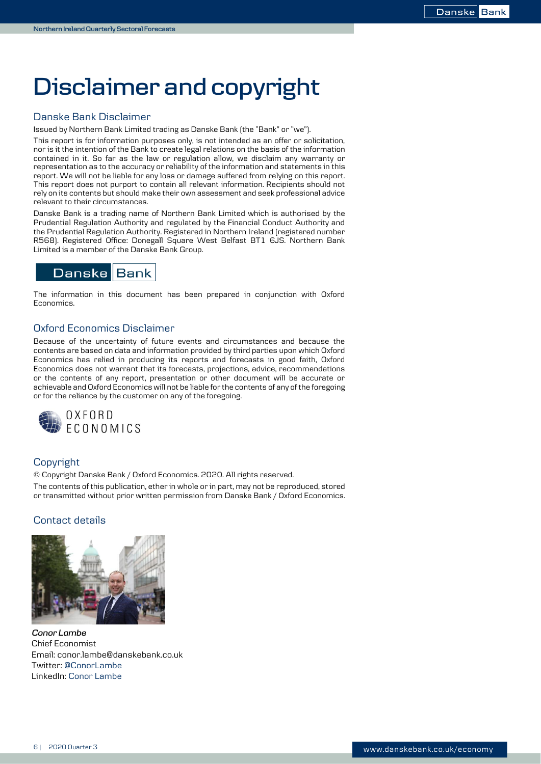# Disclaimer and copyright

## Danske Bank Disclaimer

Issued by Northern Bank Limited trading as Danske Bank (the "Bank" or "we").

This report is for information purposes only, is not intended as an offer or solicitation, nor is it the intention of the Bank to create legal relations on the basis of the information contained in it. So far as the law or regulation allow, we disclaim any warranty or representation as to the accuracy or reliability of the information and statements in this report. We will not be liable for any loss or damage suffered from relying on this report. This report does not purport to contain all relevant information. Recipients should not rely on its contents but should make their own assessment and seek professional advice relevant to their circumstances.

Danske Bank is a trading name of Northern Bank Limited which is authorised by the Prudential Regulation Authority and regulated by the Financial Conduct Authority and the Prudential Regulation Authority. Registered in Northern Ireland (registered number R568). Registered Office: Donegall Square West Belfast BT1 6JS. Northern Bank Limited is a member of the Danske Bank Group.

Danske Bank

The information in this document has been prepared in conjunction with Oxford Economics.

## Oxford Economics Disclaimer

Because of the uncertainty of future events and circumstances and because the contents are based on data and information provided by third parties upon which Oxford Economics has relied in producing its reports and forecasts in good faith, Oxford Economics does not warrant that its forecasts, projections, advice, recommendations or the contents of any report, presentation or other document will be accurate or achievable and Oxford Economics will not be liable for the contents of any of the foregoing or for the reliance by the customer on any of the foregoing.

OXFORD ECONOMICS

## Copyright

© Copyright Danske Bank / Oxford Economics. 2020. All rights reserved.

The contents of this publication, ether in whole or in part, may not be reproduced, stored or transmitted without prior written permission from Danske Bank / Oxford Economics.

## Contact details

***Conor Lambe***
Chief Economist
Email: conor.lambe@danskebank.co.uk
Twitter: @ConorLambe
LinkedIn: Conor Lambe